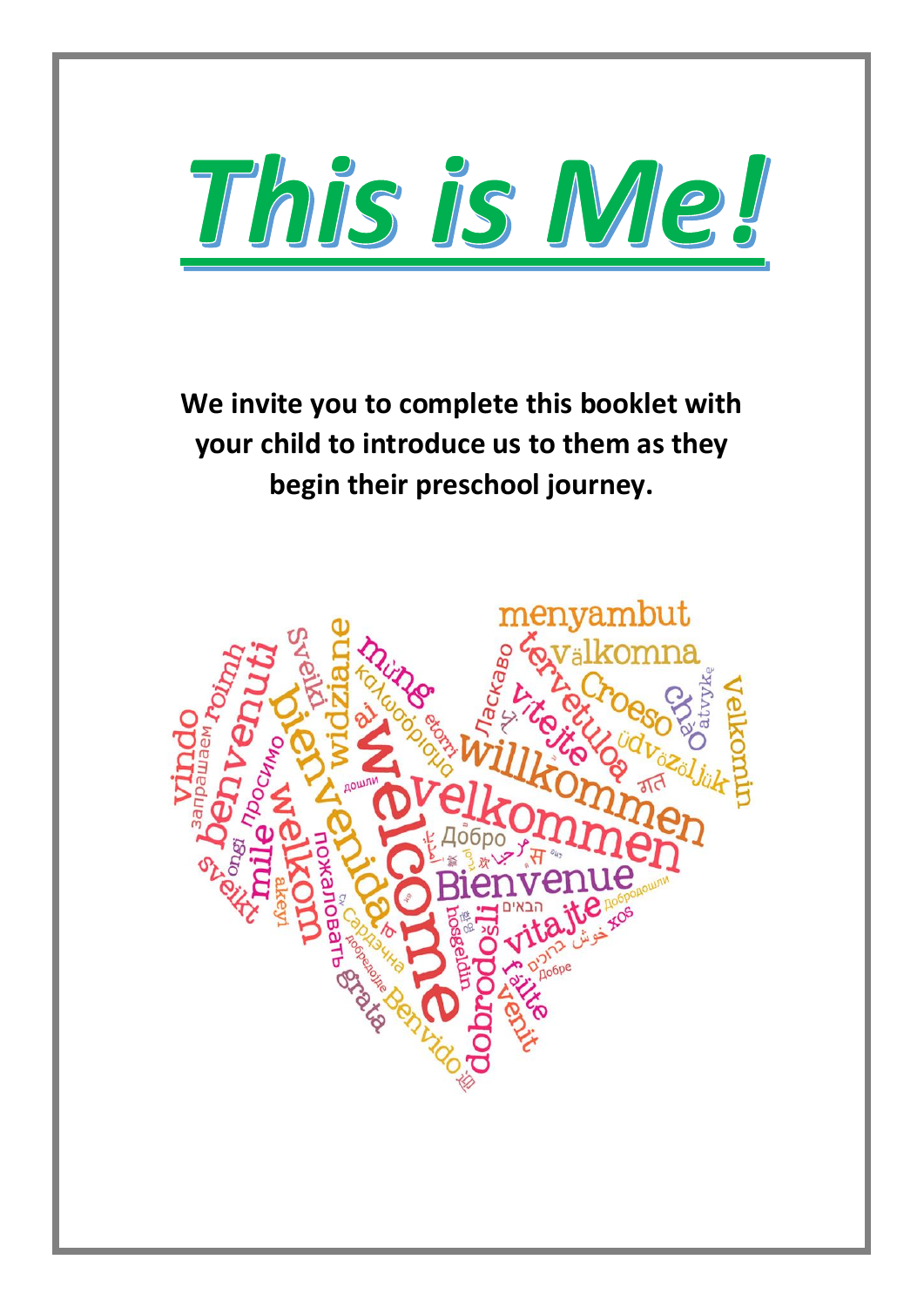# This is Me!

**We invite you to complete this booklet with your child to introduce us to them as they begin their preschool journey.**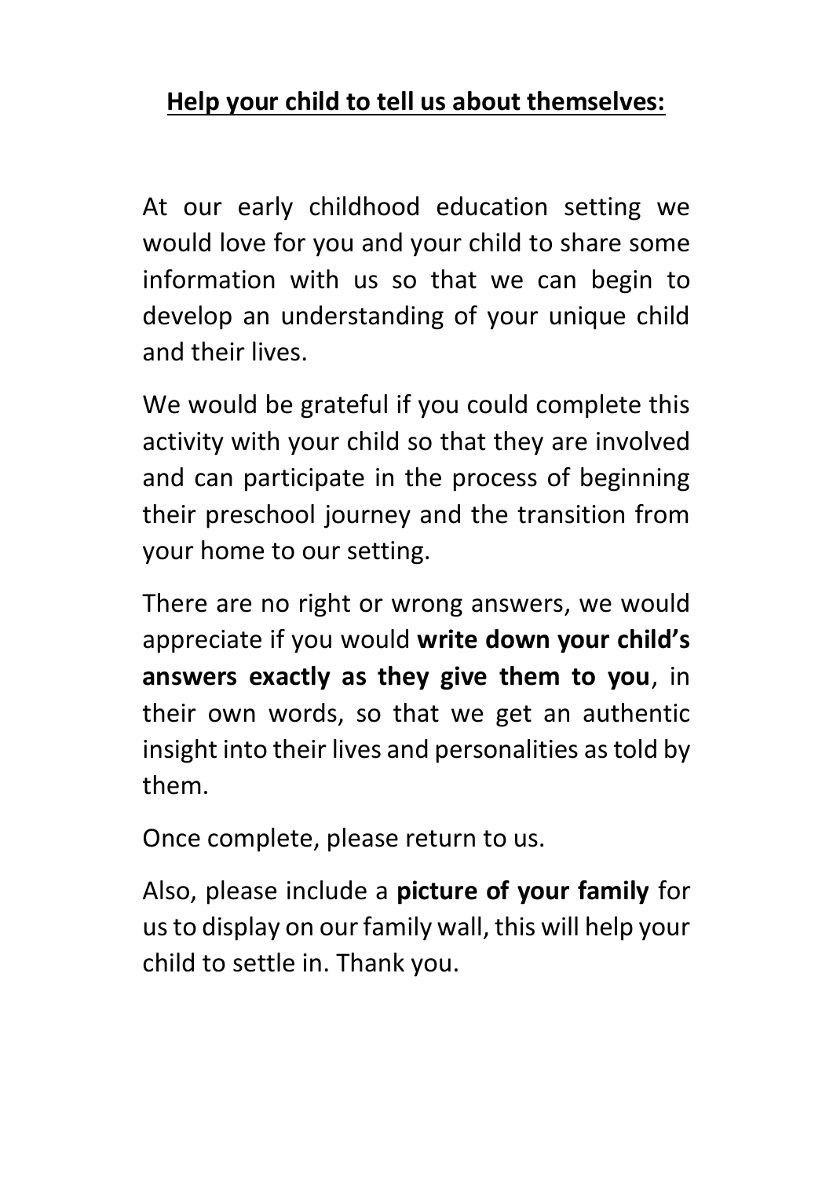## <u>Help your child to tell us about themselves:</u>

At our early childhood education setting we would love for you and your child to share some information with us so that we can begin to develop an understanding of your unique child and their lives.

We would be grateful if you could complete this activity with your child so that they are involved and can participate in the process of beginning their preschool journey and the transition from your home to our setting.

There are no right or wrong answers, we would appreciate if you would **write down your child's answers exactly as they give them to you**, in their own words, so that we get an authentic insight into their lives and personalities as told by them.

Once complete, please return to us.

Also, please include a **picture of your family** for us to display on our family wall, this will help your child to settle in. Thank you.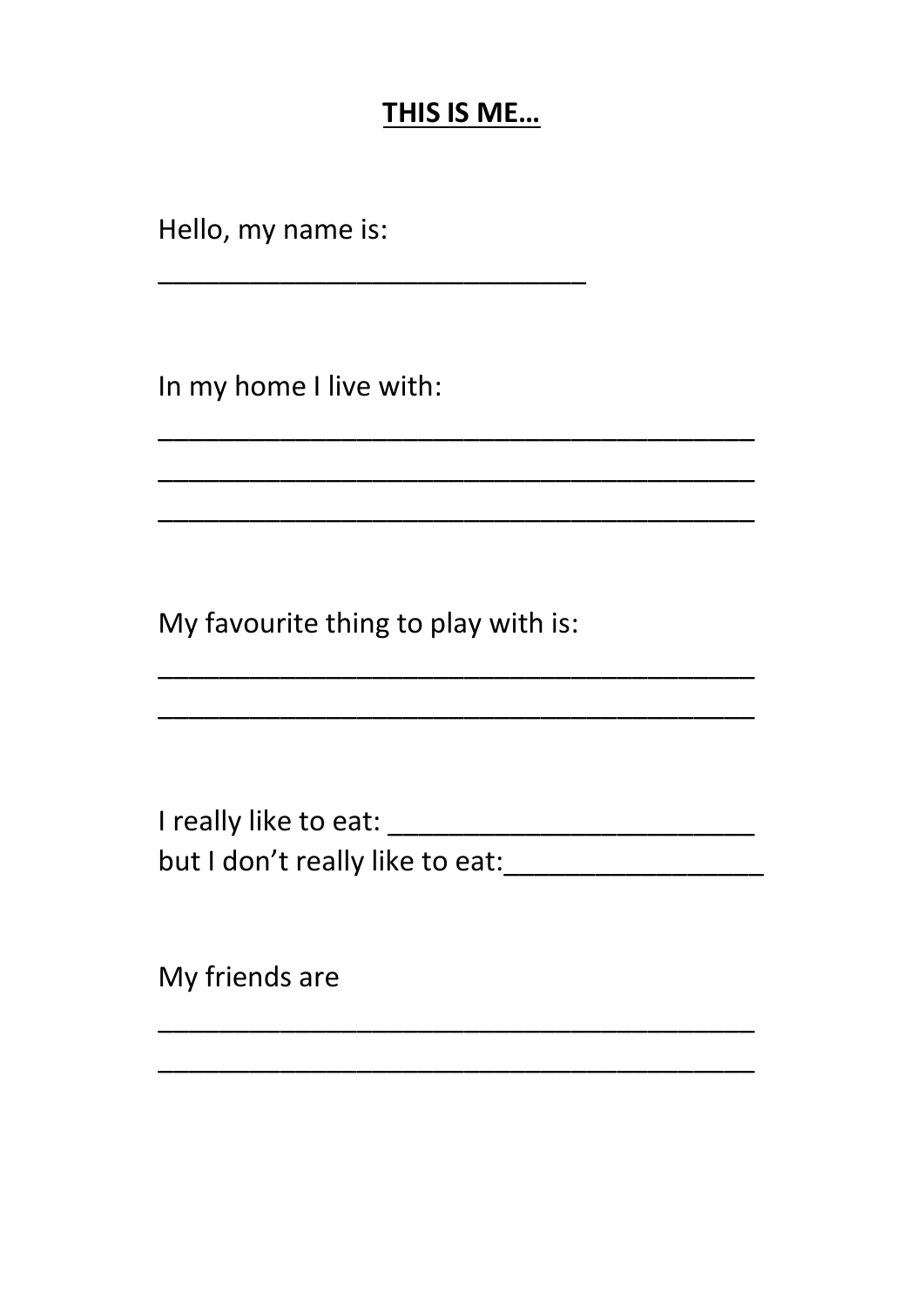**THIS IS ME…**

Hello, my name is:

______________________________

In my home I live with:

__________________________________________

__________________________________________

__________________________________________

My favourite thing to play with is:

__________________________________________

__________________________________________

I really like to eat: _________________________

but I don't really like to eat:_________________

My friends are

__________________________________________

__________________________________________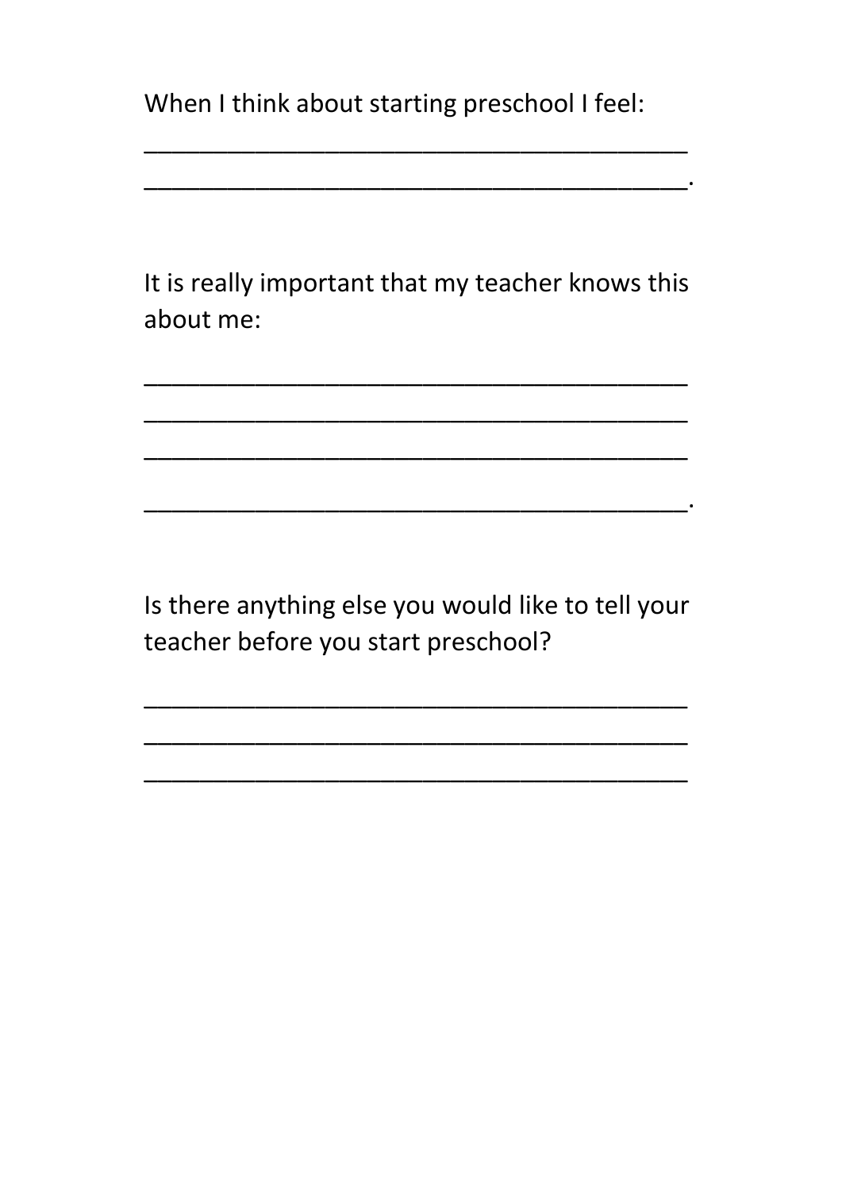When I think about starting preschool I feel:

________________________________________

_______________________________________.

It is really important that my teacher knows this about me:

________________________________________

________________________________________

________________________________________

_______________________________________.

Is there anything else you would like to tell your teacher before you start preschool?

________________________________________

________________________________________

________________________________________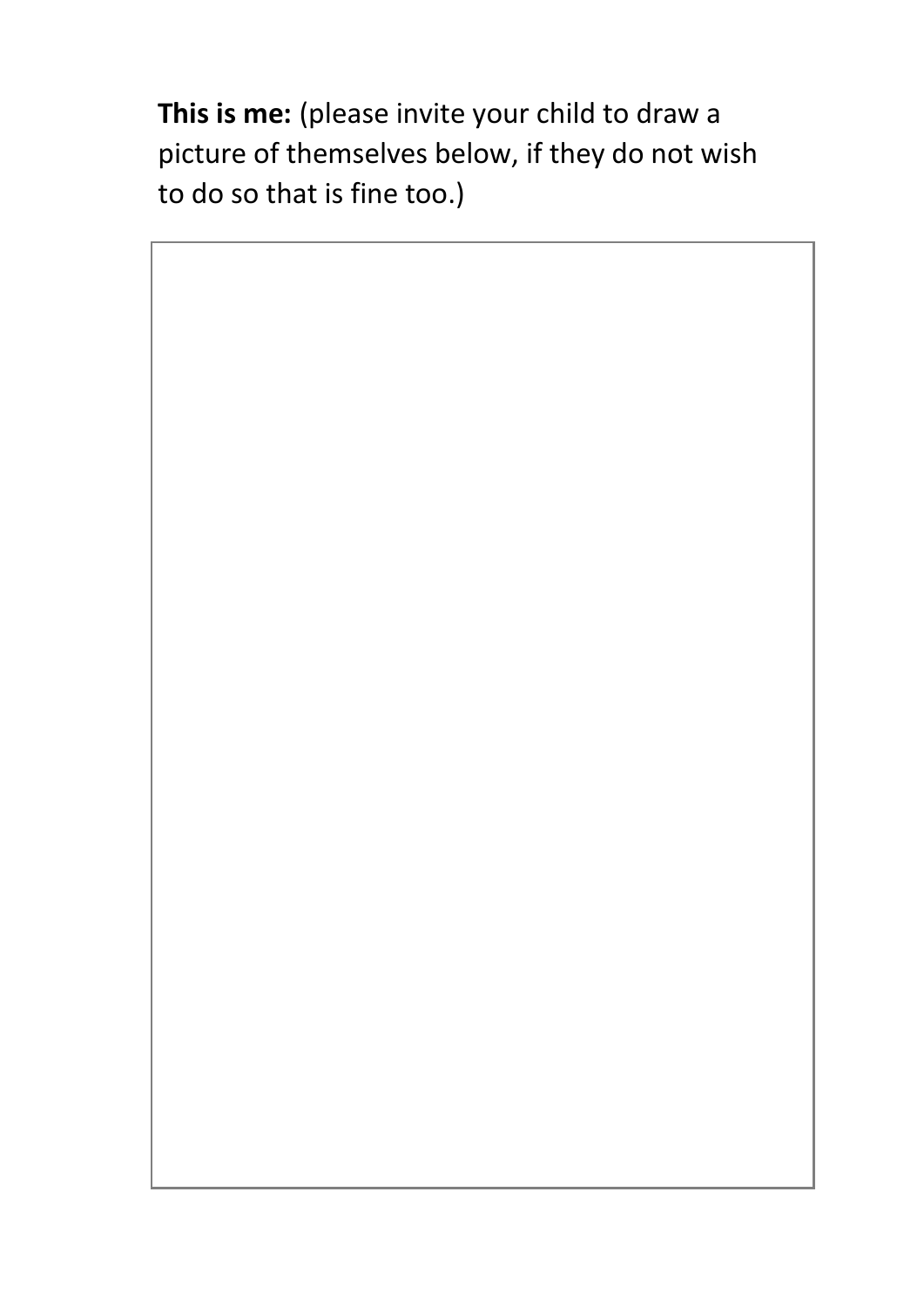**This is me:** (please invite your child to draw a picture of themselves below, if they do not wish to do so that is fine too.)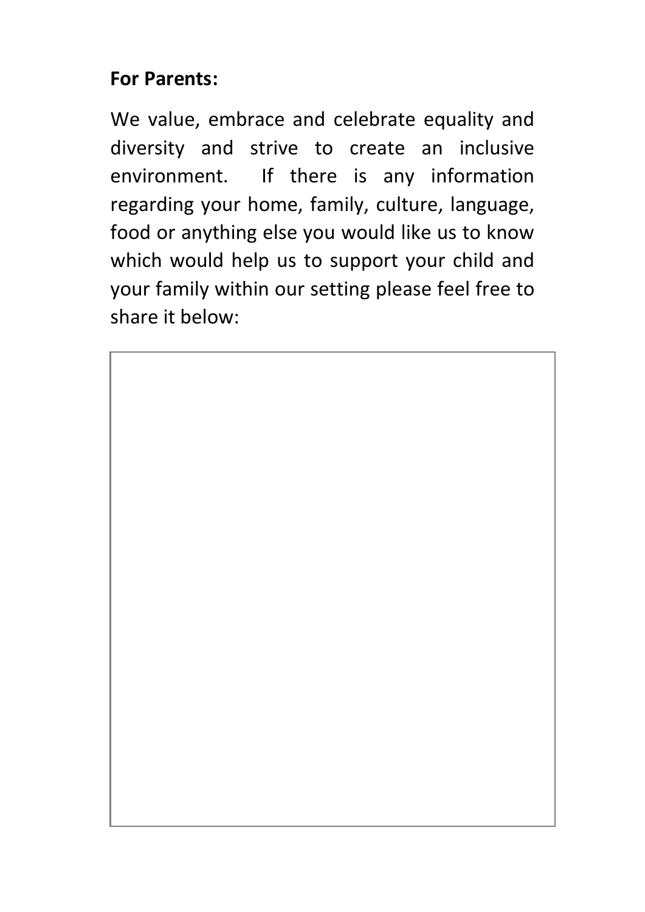**For Parents:**

We value, embrace and celebrate equality and diversity and strive to create an inclusive environment. If there is any information regarding your home, family, culture, language, food or anything else you would like us to know which would help us to support your child and your family within our setting please feel free to share it below: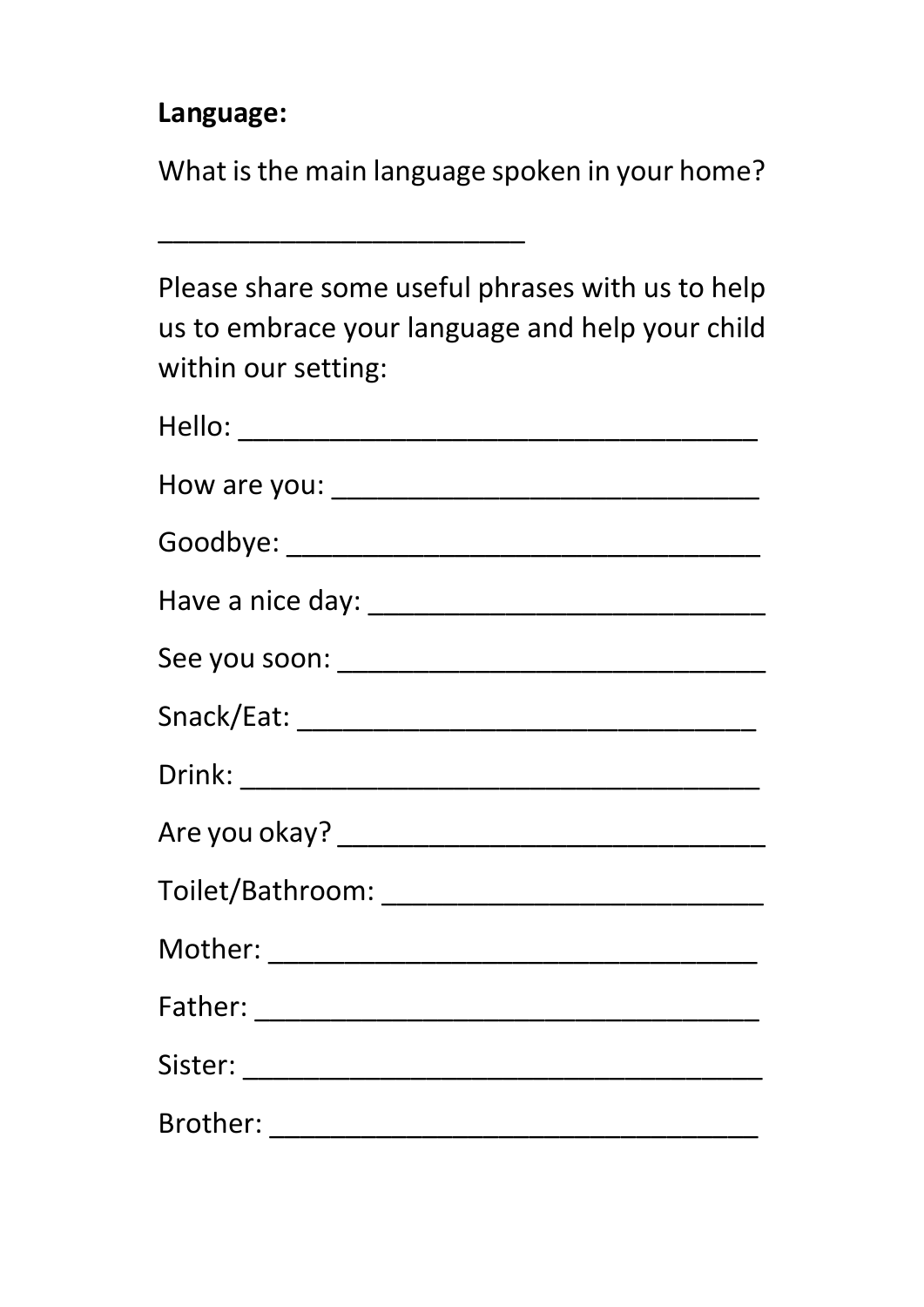**Language:**

What is the main language spoken in your home?

________________________

Please share some useful phrases with us to help us to embrace your language and help your child within our setting:

Hello: __________________________________

How are you: ____________________________

Goodbye: _______________________________

Have a nice day: _________________________

See you soon: ___________________________

Snack/Eat: ______________________________

Drink: __________________________________

Are you okay? ____________________________

Toilet/Bathroom: _________________________

Mother: _________________________________

Father: _________________________________

Sister: _________________________________

Brother: ________________________________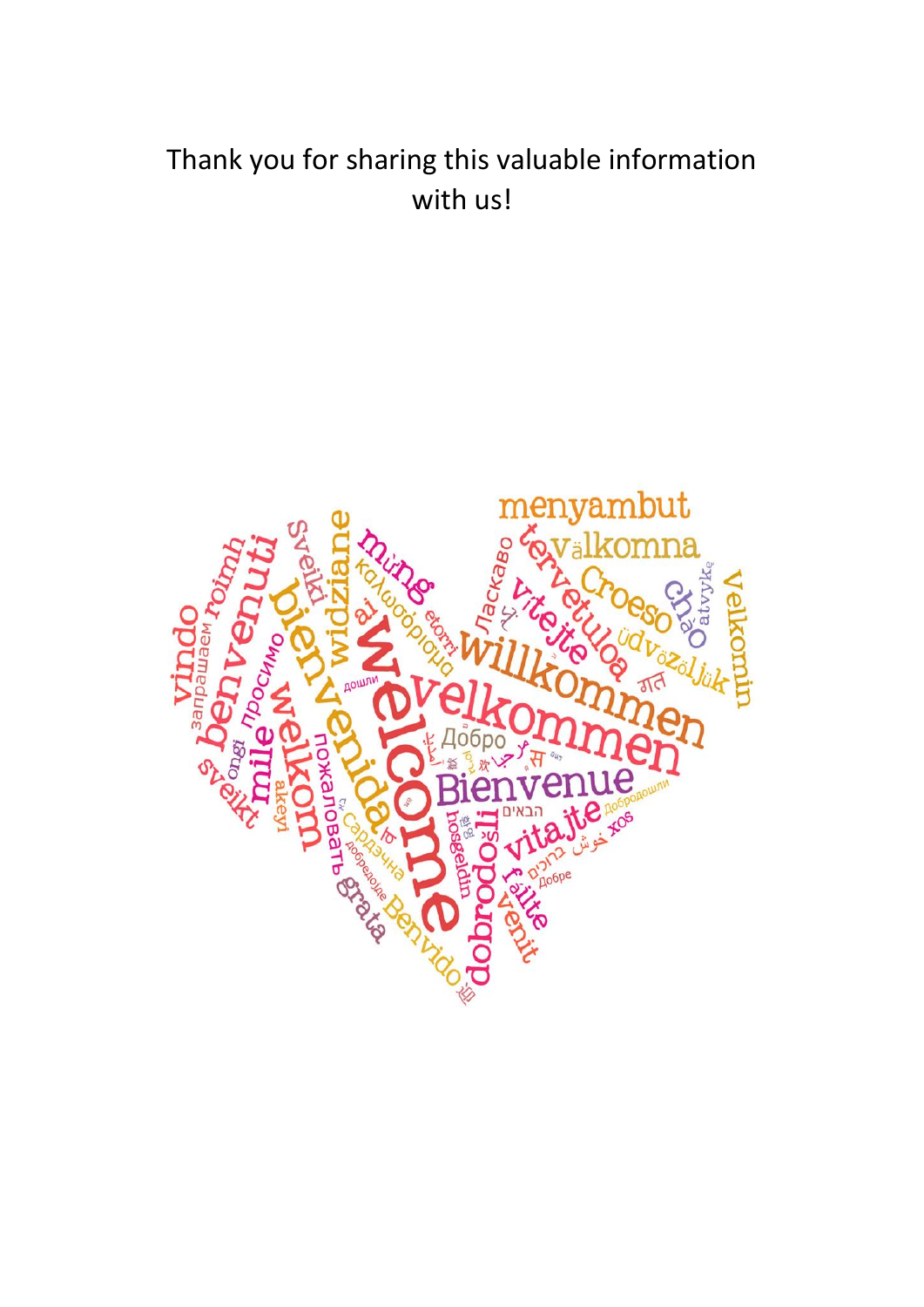Thank you for sharing this valuable information with us!